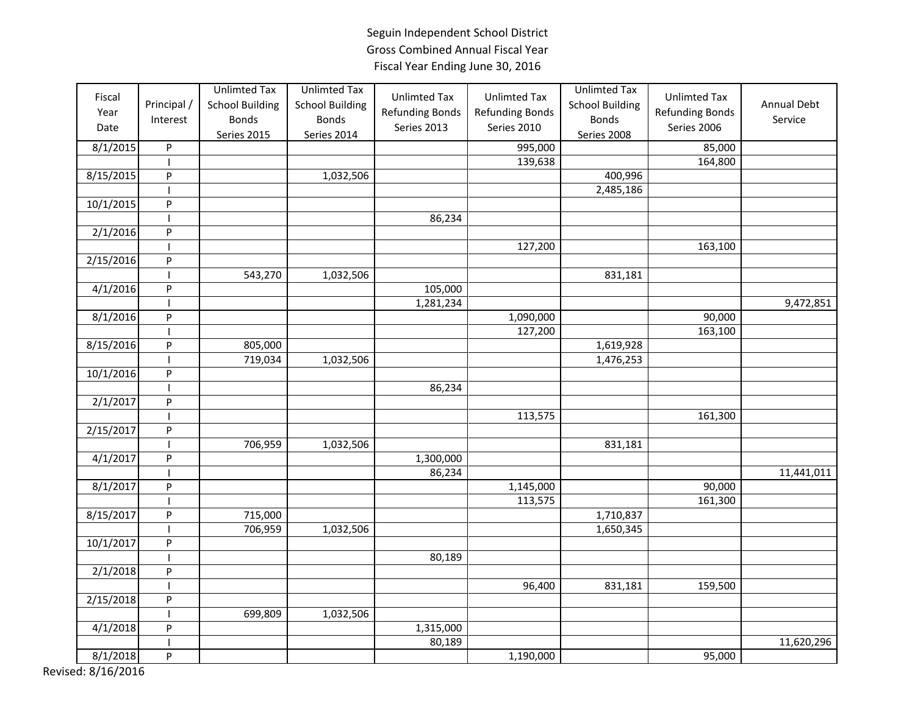Seguin Independent School District
Gross Combined Annual Fiscal Year
Fiscal Year Ending June 30, 2016

| Fiscal Year Date | Principal / Interest | Unlimted Tax School Building Bonds Series 2015 | Unlimted Tax School Building Bonds Series 2014 | Unlimted Tax Refunding Bonds Series 2013 | Unlimted Tax Refunding Bonds Series 2010 | Unlimted Tax School Building Bonds Series 2008 | Unlimted Tax Refunding Bonds Series 2006 | Annual Debt Service |
|---|---|---|---|---|---|---|---|---|
| 8/1/2015 | P | | | | 995,000 | | 85,000 | |
| | I | | | | 139,638 | | 164,800 | |
| 8/15/2015 | P | | 1,032,506 | | | 400,996 | | |
| | I | | | | | 2,485,186 | | |
| 10/1/2015 | P | | | | | | | |
| | I | | | 86,234 | | | | |
| 2/1/2016 | P | | | | | | | |
| | I | | | | 127,200 | | 163,100 | |
| 2/15/2016 | P | | | | | | | |
| | I | 543,270 | 1,032,506 | | | 831,181 | | |
| 4/1/2016 | P | | | 105,000 | | | | |
| | I | | | 1,281,234 | | | | 9,472,851 |
| 8/1/2016 | P | | | | 1,090,000 | | 90,000 | |
| | I | | | | 127,200 | | 163,100 | |
| 8/15/2016 | P | 805,000 | | | | 1,619,928 | | |
| | I | 719,034 | 1,032,506 | | | 1,476,253 | | |
| 10/1/2016 | P | | | | | | | |
| | I | | | 86,234 | | | | |
| 2/1/2017 | P | | | | | | | |
| | I | | | | 113,575 | | 161,300 | |
| 2/15/2017 | P | | | | | | | |
| | I | 706,959 | 1,032,506 | | | 831,181 | | |
| 4/1/2017 | P | | | 1,300,000 | | | | |
| | I | | | 86,234 | | | | 11,441,011 |
| 8/1/2017 | P | | | | 1,145,000 | | 90,000 | |
| | I | | | | 113,575 | | 161,300 | |
| 8/15/2017 | P | 715,000 | | | | 1,710,837 | | |
| | I | 706,959 | 1,032,506 | | | 1,650,345 | | |
| 10/1/2017 | P | | | | | | | |
| | I | | | 80,189 | | | | |
| 2/1/2018 | P | | | | | | | |
| | I | | | | 96,400 | 831,181 | 159,500 | |
| 2/15/2018 | P | | | | | | | |
| | I | 699,809 | 1,032,506 | | | | | |
| 4/1/2018 | P | | | 1,315,000 | | | | |
| | I | | | 80,189 | | | | 11,620,296 |
| 8/1/2018 | P | | | | 1,190,000 | | 95,000 | |

Revised: 8/16/2016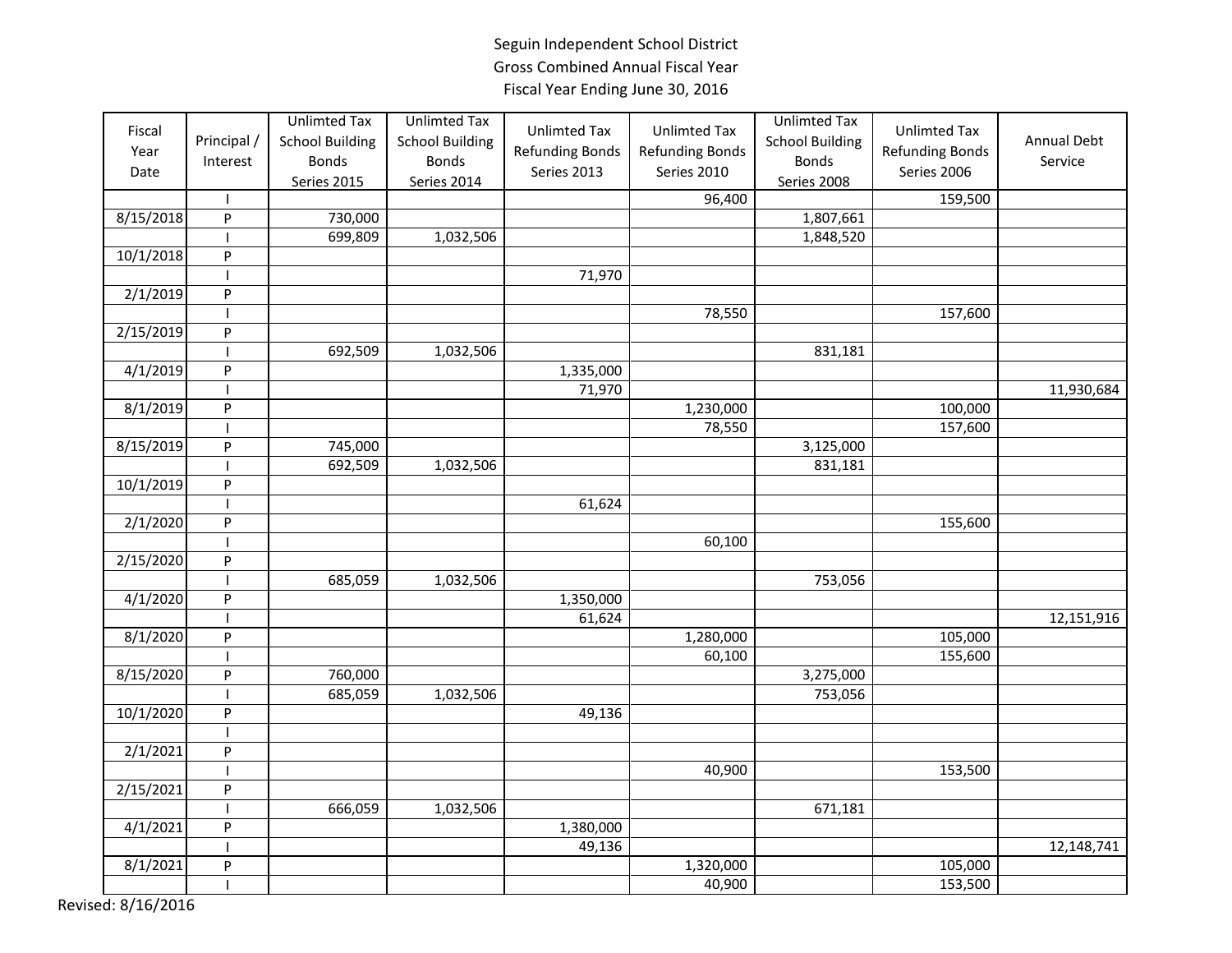Seguin Independent School District
Gross Combined Annual Fiscal Year
Fiscal Year Ending June 30, 2016

| Fiscal Year Date | Principal / Interest | Unlimted Tax School Building Bonds Series 2015 | Unlimted Tax School Building Bonds Series 2014 | Unlimted Tax Refunding Bonds Series 2013 | Unlimted Tax Refunding Bonds Series 2010 | Unlimted Tax School Building Bonds Series 2008 | Unlimted Tax Refunding Bonds Series 2006 | Annual Debt Service |
|---|---|---|---|---|---|---|---|---|
| | I | | | | 96,400 | | 159,500 | |
| 8/15/2018 | P | 730,000 | | | | 1,807,661 | | |
| | I | 699,809 | 1,032,506 | | | 1,848,520 | | |
| 10/1/2018 | P | | | | | | | |
| | I | | | 71,970 | | | | |
| 2/1/2019 | P | | | | | | | |
| | I | | | | 78,550 | | 157,600 | |
| 2/15/2019 | P | | | | | | | |
| | I | 692,509 | 1,032,506 | | | 831,181 | | |
| 4/1/2019 | P | | | 1,335,000 | | | | |
| | I | | | 71,970 | | | | 11,930,684 |
| 8/1/2019 | P | | | | 1,230,000 | | 100,000 | |
| | I | | | | 78,550 | | 157,600 | |
| 8/15/2019 | P | 745,000 | | | | 3,125,000 | | |
| | I | 692,509 | 1,032,506 | | | 831,181 | | |
| 10/1/2019 | P | | | | | | | |
| | I | | | 61,624 | | | | |
| 2/1/2020 | P | | | | | | 155,600 | |
| | I | | | | 60,100 | | | |
| 2/15/2020 | P | | | | | | | |
| | I | 685,059 | 1,032,506 | | | 753,056 | | |
| 4/1/2020 | P | | | 1,350,000 | | | | |
| | I | | | 61,624 | | | | 12,151,916 |
| 8/1/2020 | P | | | | 1,280,000 | | 105,000 | |
| | I | | | | 60,100 | | 155,600 | |
| 8/15/2020 | P | 760,000 | | | | 3,275,000 | | |
| | I | 685,059 | 1,032,506 | | | 753,056 | | |
| 10/1/2020 | P | | | 49,136 | | | | |
| | I | | | | | | | |
| 2/1/2021 | P | | | | | | | |
| | I | | | | 40,900 | | 153,500 | |
| 2/15/2021 | P | | | | | | | |
| | I | 666,059 | 1,032,506 | | | 671,181 | | |
| 4/1/2021 | P | | | 1,380,000 | | | | |
| | I | | | 49,136 | | | | 12,148,741 |
| 8/1/2021 | P | | | | 1,320,000 | | 105,000 | |
| | I | | | | 40,900 | | 153,500 | |

Revised: 8/16/2016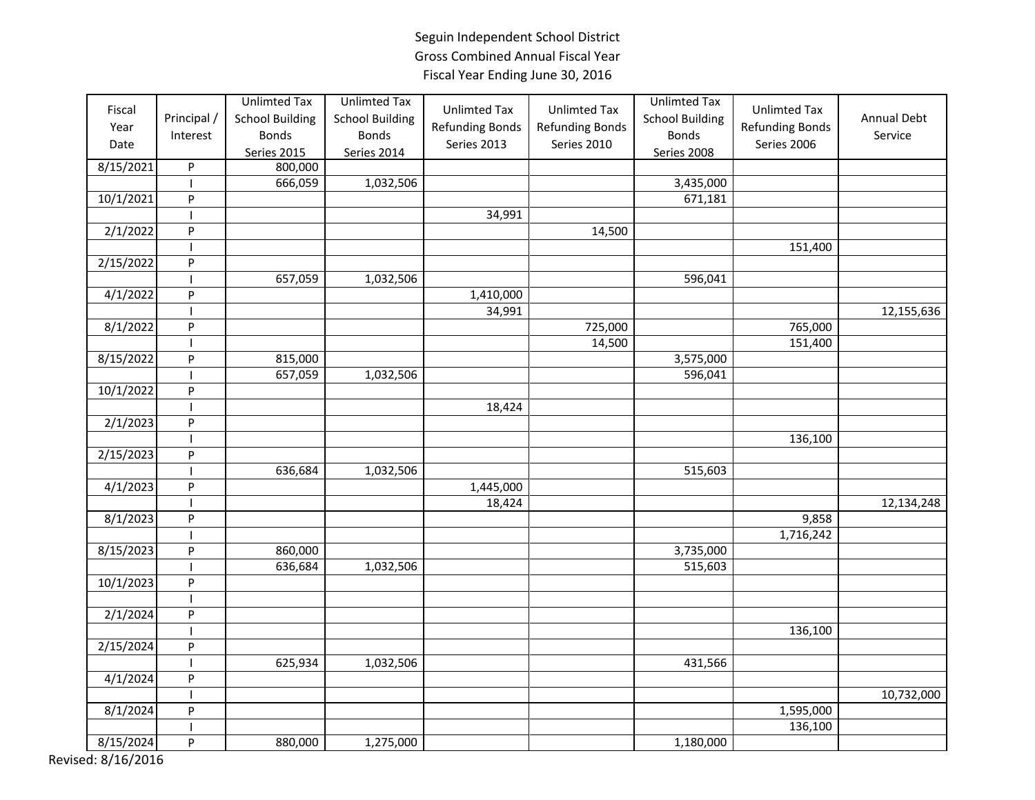Seguin Independent School District
Gross Combined Annual Fiscal Year
Fiscal Year Ending June 30, 2016

| Fiscal Year Date | Principal / Interest | Unlimted Tax School Building Bonds Series 2015 | Unlimted Tax School Building Bonds Series 2014 | Unlimted Tax Refunding Bonds Series 2013 | Unlimted Tax Refunding Bonds Series 2010 | Unlimted Tax School Building Bonds Series 2008 | Unlimted Tax Refunding Bonds Series 2006 | Annual Debt Service |
|---|---|---|---|---|---|---|---|---|
| 8/15/2021 | P | 800,000 | | | | | | |
| | I | 666,059 | 1,032,506 | | | 3,435,000 | | |
| 10/1/2021 | P | | | | | 671,181 | | |
| | I | | | 34,991 | | | | |
| 2/1/2022 | P | | | | 14,500 | | | |
| | I | | | | | | 151,400 | |
| 2/15/2022 | P | | | | | | | |
| | I | 657,059 | 1,032,506 | | | 596,041 | | |
| 4/1/2022 | P | | | 1,410,000 | | | | |
| | I | | | 34,991 | | | | 12,155,636 |
| 8/1/2022 | P | | | | 725,000 | | 765,000 | |
| | I | | | | 14,500 | | 151,400 | |
| 8/15/2022 | P | 815,000 | | | | 3,575,000 | | |
| | I | 657,059 | 1,032,506 | | | 596,041 | | |
| 10/1/2022 | P | | | | | | | |
| | I | | | 18,424 | | | | |
| 2/1/2023 | P | | | | | | | |
| | I | | | | | | 136,100 | |
| 2/15/2023 | P | | | | | | | |
| | I | 636,684 | 1,032,506 | | | 515,603 | | |
| 4/1/2023 | P | | | 1,445,000 | | | | |
| | I | | | 18,424 | | | | 12,134,248 |
| 8/1/2023 | P | | | | | | 9,858 | |
| | I | | | | | | 1,716,242 | |
| 8/15/2023 | P | 860,000 | | | | 3,735,000 | | |
| | I | 636,684 | 1,032,506 | | | 515,603 | | |
| 10/1/2023 | P | | | | | | | |
| | I | | | | | | | |
| 2/1/2024 | P | | | | | | | |
| | I | | | | | | 136,100 | |
| 2/15/2024 | P | | | | | | | |
| | I | 625,934 | 1,032,506 | | | 431,566 | | |
| 4/1/2024 | P | | | | | | | |
| | I | | | | | | | 10,732,000 |
| 8/1/2024 | P | | | | | | 1,595,000 | |
| | I | | | | | | 136,100 | |
| 8/15/2024 | P | 880,000 | 1,275,000 | | | 1,180,000 | | |

Revised: 8/16/2016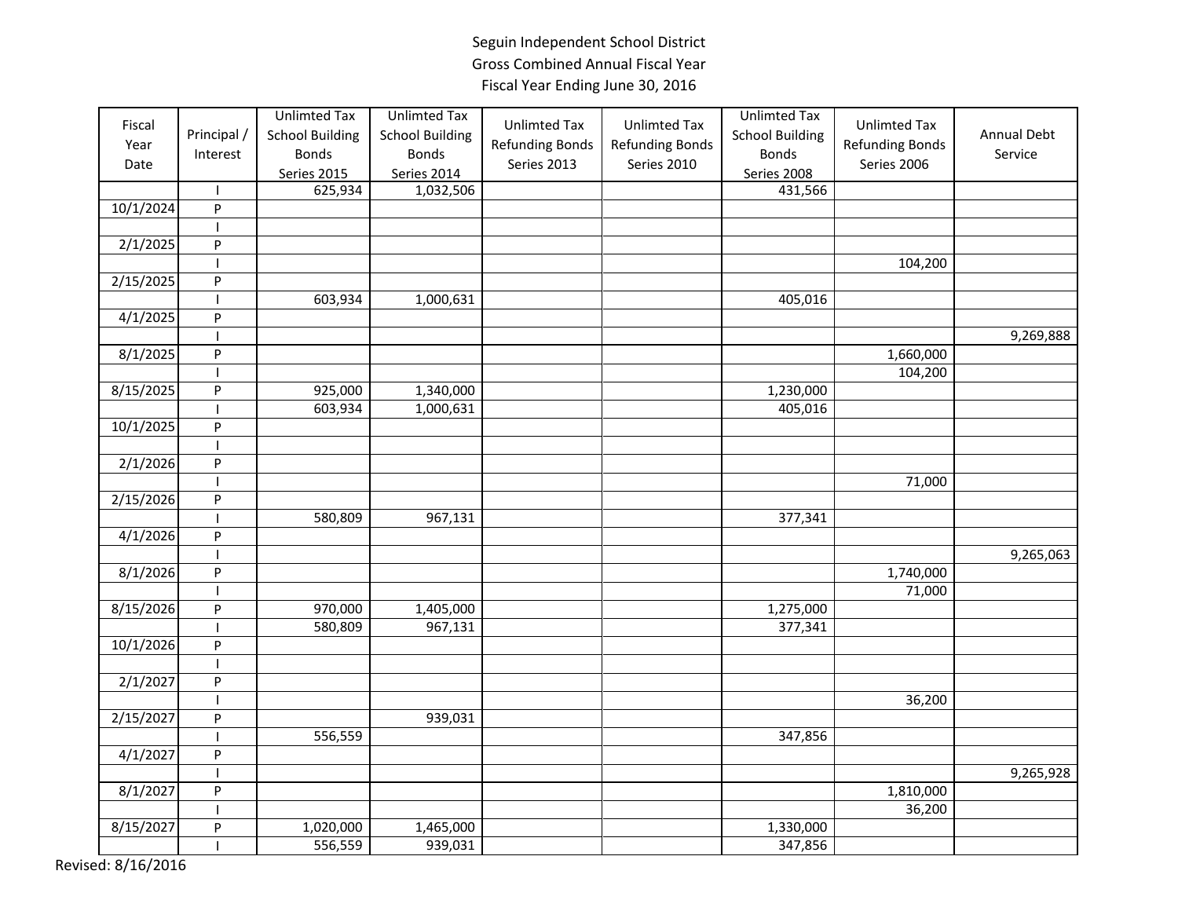Seguin Independent School District
Gross Combined Annual Fiscal Year
Fiscal Year Ending June 30, 2016

| Fiscal Year Date | Principal / Interest | Unlimted Tax School Building Bonds Series 2015 | Unlimted Tax School Building Bonds Series 2014 | Unlimted Tax Refunding Bonds Series 2013 | Unlimted Tax Refunding Bonds Series 2010 | Unlimted Tax School Building Bonds Series 2008 | Unlimted Tax Refunding Bonds Series 2006 | Annual Debt Service |
|---|---|---|---|---|---|---|---|---|
| | I | 625,934 | 1,032,506 | | | 431,566 | | |
| 10/1/2024 | P | | | | | | | |
| | I | | | | | | | |
| 2/1/2025 | P | | | | | | | |
| | I | | | | | | 104,200 | |
| 2/15/2025 | P | | | | | | | |
| | I | 603,934 | 1,000,631 | | | 405,016 | | |
| 4/1/2025 | P | | | | | | | |
| | I | | | | | | | 9,269,888 |
| 8/1/2025 | P | | | | | | 1,660,000 | |
| | I | | | | | | 104,200 | |
| 8/15/2025 | P | 925,000 | 1,340,000 | | | 1,230,000 | | |
| | I | 603,934 | 1,000,631 | | | 405,016 | | |
| 10/1/2025 | P | | | | | | | |
| | I | | | | | | | |
| 2/1/2026 | P | | | | | | | |
| | I | | | | | | 71,000 | |
| 2/15/2026 | P | | | | | | | |
| | I | 580,809 | 967,131 | | | 377,341 | | |
| 4/1/2026 | P | | | | | | | |
| | I | | | | | | | 9,265,063 |
| 8/1/2026 | P | | | | | | 1,740,000 | |
| | I | | | | | | 71,000 | |
| 8/15/2026 | P | 970,000 | 1,405,000 | | | 1,275,000 | | |
| | I | 580,809 | 967,131 | | | 377,341 | | |
| 10/1/2026 | P | | | | | | | |
| | I | | | | | | | |
| 2/1/2027 | P | | | | | | | |
| | I | | | | | | 36,200 | |
| 2/15/2027 | P | | 939,031 | | | | | |
| | I | 556,559 | | | | 347,856 | | |
| 4/1/2027 | P | | | | | | | |
| | I | | | | | | | 9,265,928 |
| 8/1/2027 | P | | | | | | 1,810,000 | |
| | I | | | | | | 36,200 | |
| 8/15/2027 | P | 1,020,000 | 1,465,000 | | | 1,330,000 | | |
| | I | 556,559 | 939,031 | | | 347,856 | | |

Revised: 8/16/2016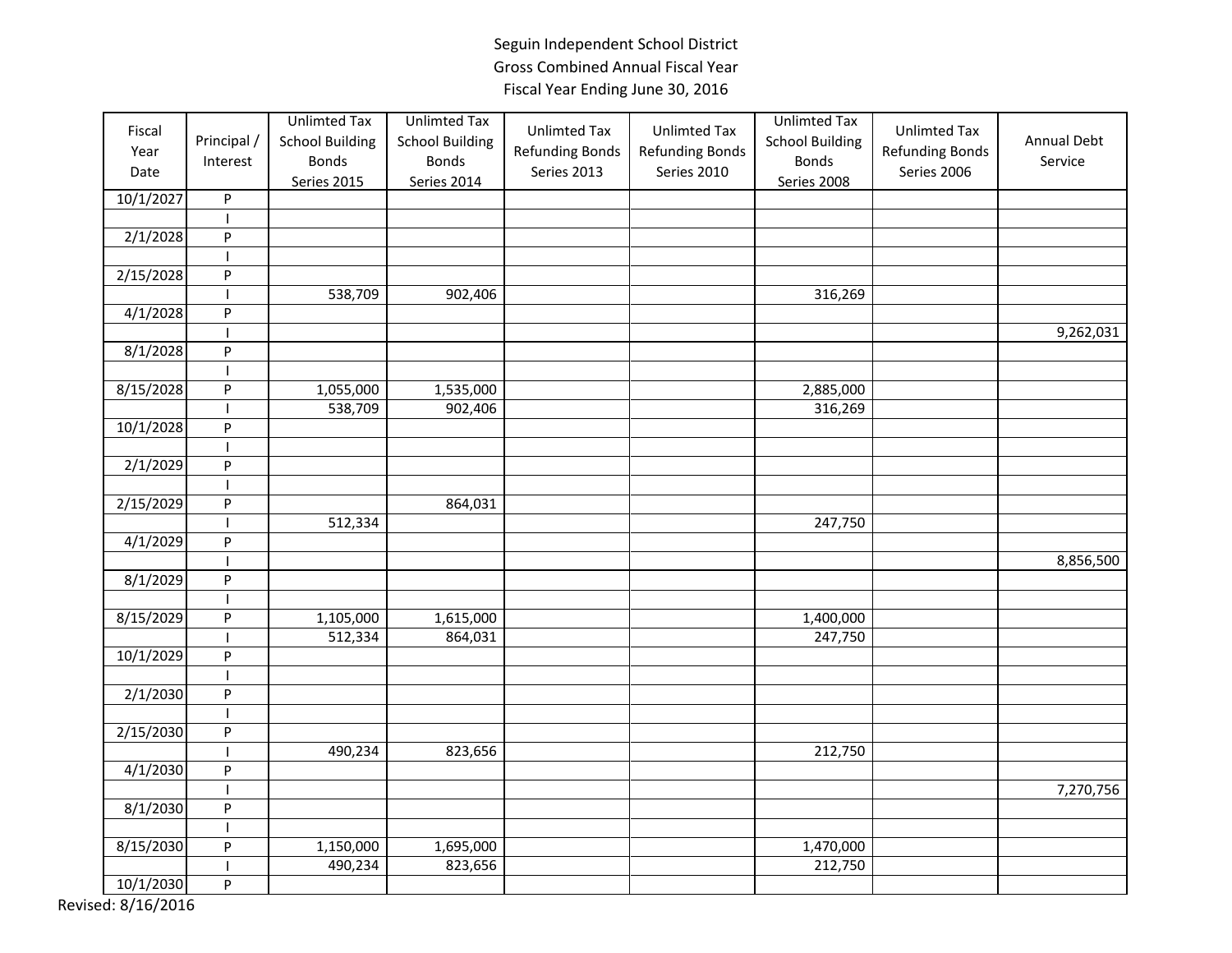# Seguin Independent School District
## Gross Combined Annual Fiscal Year
### Fiscal Year Ending June 30, 2016

| Fiscal Year Date | Principal / Interest | Unlimted Tax School Building Bonds Series 2015 | Unlimted Tax School Building Bonds Series 2014 | Unlimted Tax Refunding Bonds Series 2013 | Unlimted Tax Refunding Bonds Series 2010 | Unlimted Tax School Building Bonds Series 2008 | Unlimted Tax Refunding Bonds Series 2006 | Annual Debt Service |
|---|---|---|---|---|---|---|---|---|
| 10/1/2027 | P | | | | | | | |
| | I | | | | | | | |
| 2/1/2028 | P | | | | | | | |
| | I | | | | | | | |
| 2/15/2028 | P | | | | | | | |
| | I | 538,709 | 902,406 | | | 316,269 | | |
| 4/1/2028 | P | | | | | | | |
| | I | | | | | | | 9,262,031 |
| 8/1/2028 | P | | | | | | | |
| | I | | | | | | | |
| 8/15/2028 | P | 1,055,000 | 1,535,000 | | | 2,885,000 | | |
| | I | 538,709 | 902,406 | | | 316,269 | | |
| 10/1/2028 | P | | | | | | | |
| | I | | | | | | | |
| 2/1/2029 | P | | | | | | | |
| | I | | | | | | | |
| 2/15/2029 | P | | 864,031 | | | | | |
| | I | 512,334 | | | | 247,750 | | |
| 4/1/2029 | P | | | | | | | |
| | I | | | | | | | 8,856,500 |
| 8/1/2029 | P | | | | | | | |
| | I | | | | | | | |
| 8/15/2029 | P | 1,105,000 | 1,615,000 | | | 1,400,000 | | |
| | I | 512,334 | 864,031 | | | 247,750 | | |
| 10/1/2029 | P | | | | | | | |
| | I | | | | | | | |
| 2/1/2030 | P | | | | | | | |
| | I | | | | | | | |
| 2/15/2030 | P | | | | | | | |
| | I | 490,234 | 823,656 | | | 212,750 | | |
| 4/1/2030 | P | | | | | | | |
| | I | | | | | | | 7,270,756 |
| 8/1/2030 | P | | | | | | | |
| | I | | | | | | | |
| 8/15/2030 | P | 1,150,000 | 1,695,000 | | | 1,470,000 | | |
| | I | 490,234 | 823,656 | | | 212,750 | | |
| 10/1/2030 | P | | | | | | | |

Revised: 8/16/2016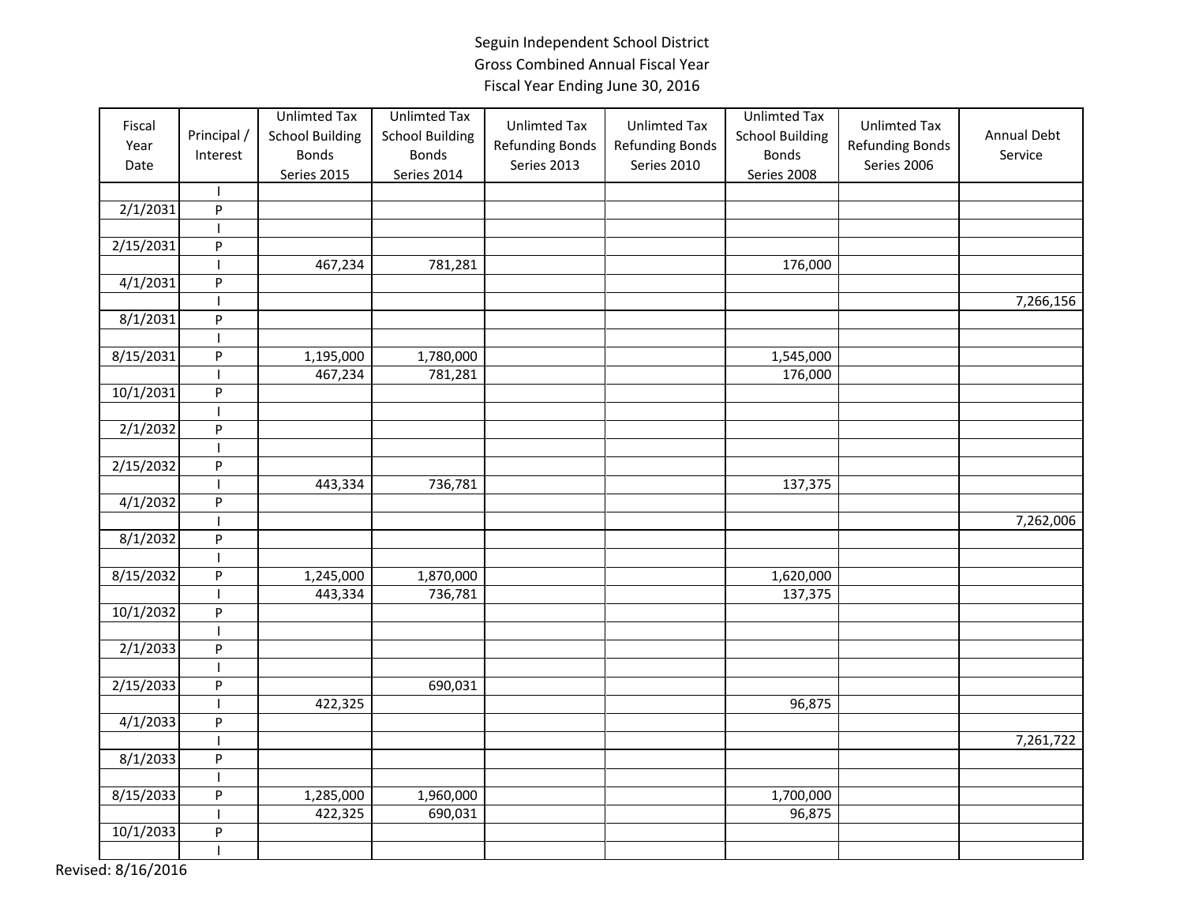Seguin Independent School District
Gross Combined Annual Fiscal Year
Fiscal Year Ending June 30, 2016

| Fiscal Year Date | Principal / Interest | Unlimted Tax School Building Bonds Series 2015 | Unlimted Tax School Building Bonds Series 2014 | Unlimted Tax Refunding Bonds Series 2013 | Unlimted Tax Refunding Bonds Series 2010 | Unlimted Tax School Building Bonds Series 2008 | Unlimted Tax Refunding Bonds Series 2006 | Annual Debt Service |
|---|---|---|---|---|---|---|---|---|
| | I | | | | | | | |
| 2/1/2031 | P | | | | | | | |
| | I | | | | | | | |
| 2/15/2031 | P | | | | | | | |
| | I | 467,234 | 781,281 | | | 176,000 | | |
| 4/1/2031 | P | | | | | | | |
| | I | | | | | | | 7,266,156 |
| 8/1/2031 | P | | | | | | | |
| | I | | | | | | | |
| 8/15/2031 | P | 1,195,000 | 1,780,000 | | | 1,545,000 | | |
| | I | 467,234 | 781,281 | | | 176,000 | | |
| 10/1/2031 | P | | | | | | | |
| | I | | | | | | | |
| 2/1/2032 | P | | | | | | | |
| | I | | | | | | | |
| 2/15/2032 | P | | | | | | | |
| | I | 443,334 | 736,781 | | | 137,375 | | |
| 4/1/2032 | P | | | | | | | |
| | I | | | | | | | 7,262,006 |
| 8/1/2032 | P | | | | | | | |
| | I | | | | | | | |
| 8/15/2032 | P | 1,245,000 | 1,870,000 | | | 1,620,000 | | |
| | I | 443,334 | 736,781 | | | 137,375 | | |
| 10/1/2032 | P | | | | | | | |
| | I | | | | | | | |
| 2/1/2033 | P | | | | | | | |
| | I | | | | | | | |
| 2/15/2033 | P | | 690,031 | | | | | |
| | I | 422,325 | | | | 96,875 | | |
| 4/1/2033 | P | | | | | | | |
| | I | | | | | | | 7,261,722 |
| 8/1/2033 | P | | | | | | | |
| | I | | | | | | | |
| 8/15/2033 | P | 1,285,000 | 1,960,000 | | | 1,700,000 | | |
| | I | 422,325 | 690,031 | | | 96,875 | | |
| 10/1/2033 | P | | | | | | | |
| | I | | | | | | | |

Revised: 8/16/2016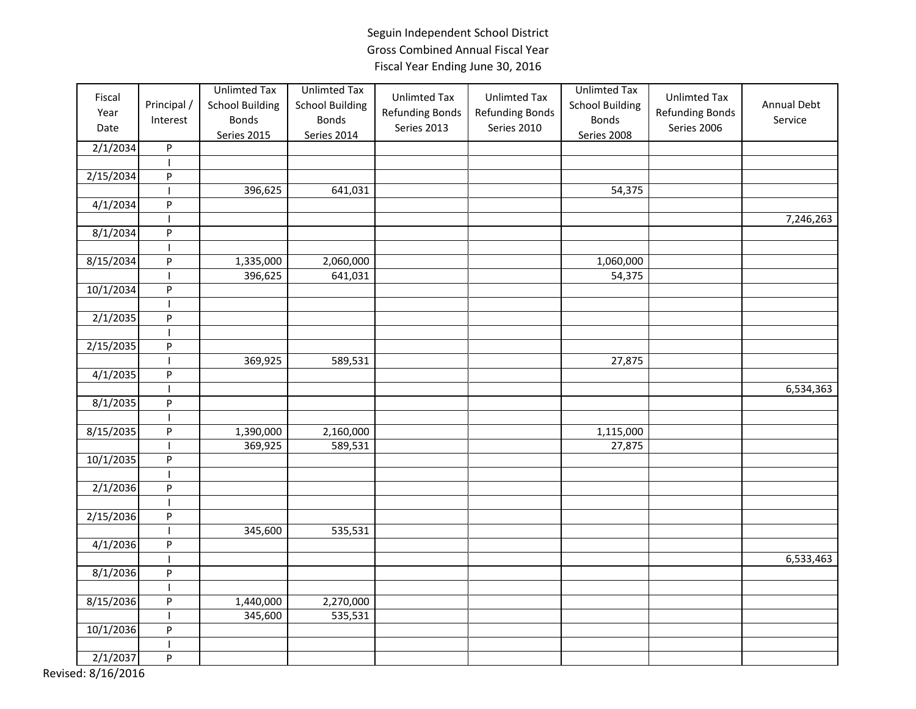Seguin Independent School District
Gross Combined Annual Fiscal Year
Fiscal Year Ending June 30, 2016

| Fiscal Year Date | Principal / Interest | Unlimted Tax School Building Bonds Series 2015 | Unlimted Tax School Building Bonds Series 2014 | Unlimted Tax Refunding Bonds Series 2013 | Unlimted Tax Refunding Bonds Series 2010 | Unlimted Tax School Building Bonds Series 2008 | Unlimted Tax Refunding Bonds Series 2006 | Annual Debt Service |
|---|---|---|---|---|---|---|---|---|
| 2/1/2034 | P | | | | | | | |
| | I | | | | | | | |
| 2/15/2034 | P | | | | | | | |
| | I | 396,625 | 641,031 | | | 54,375 | | |
| 4/1/2034 | P | | | | | | | |
| | I | | | | | | | 7,246,263 |
| 8/1/2034 | P | | | | | | | |
| | I | | | | | | | |
| 8/15/2034 | P | 1,335,000 | 2,060,000 | | | 1,060,000 | | |
| | I | 396,625 | 641,031 | | | 54,375 | | |
| 10/1/2034 | P | | | | | | | |
| | I | | | | | | | |
| 2/1/2035 | P | | | | | | | |
| | I | | | | | | | |
| 2/15/2035 | P | | | | | | | |
| | I | 369,925 | 589,531 | | | 27,875 | | |
| 4/1/2035 | P | | | | | | | |
| | I | | | | | | | 6,534,363 |
| 8/1/2035 | P | | | | | | | |
| | I | | | | | | | |
| 8/15/2035 | P | 1,390,000 | 2,160,000 | | | 1,115,000 | | |
| | I | 369,925 | 589,531 | | | 27,875 | | |
| 10/1/2035 | P | | | | | | | |
| | I | | | | | | | |
| 2/1/2036 | P | | | | | | | |
| | I | | | | | | | |
| 2/15/2036 | P | | | | | | | |
| | I | 345,600 | 535,531 | | | | | |
| 4/1/2036 | P | | | | | | | |
| | I | | | | | | | 6,533,463 |
| 8/1/2036 | P | | | | | | | |
| | I | | | | | | | |
| 8/15/2036 | P | 1,440,000 | 2,270,000 | | | | | |
| | I | 345,600 | 535,531 | | | | | |
| 10/1/2036 | P | | | | | | | |
| | I | | | | | | | |
| 2/1/2037 | P | | | | | | | |

Revised: 8/16/2016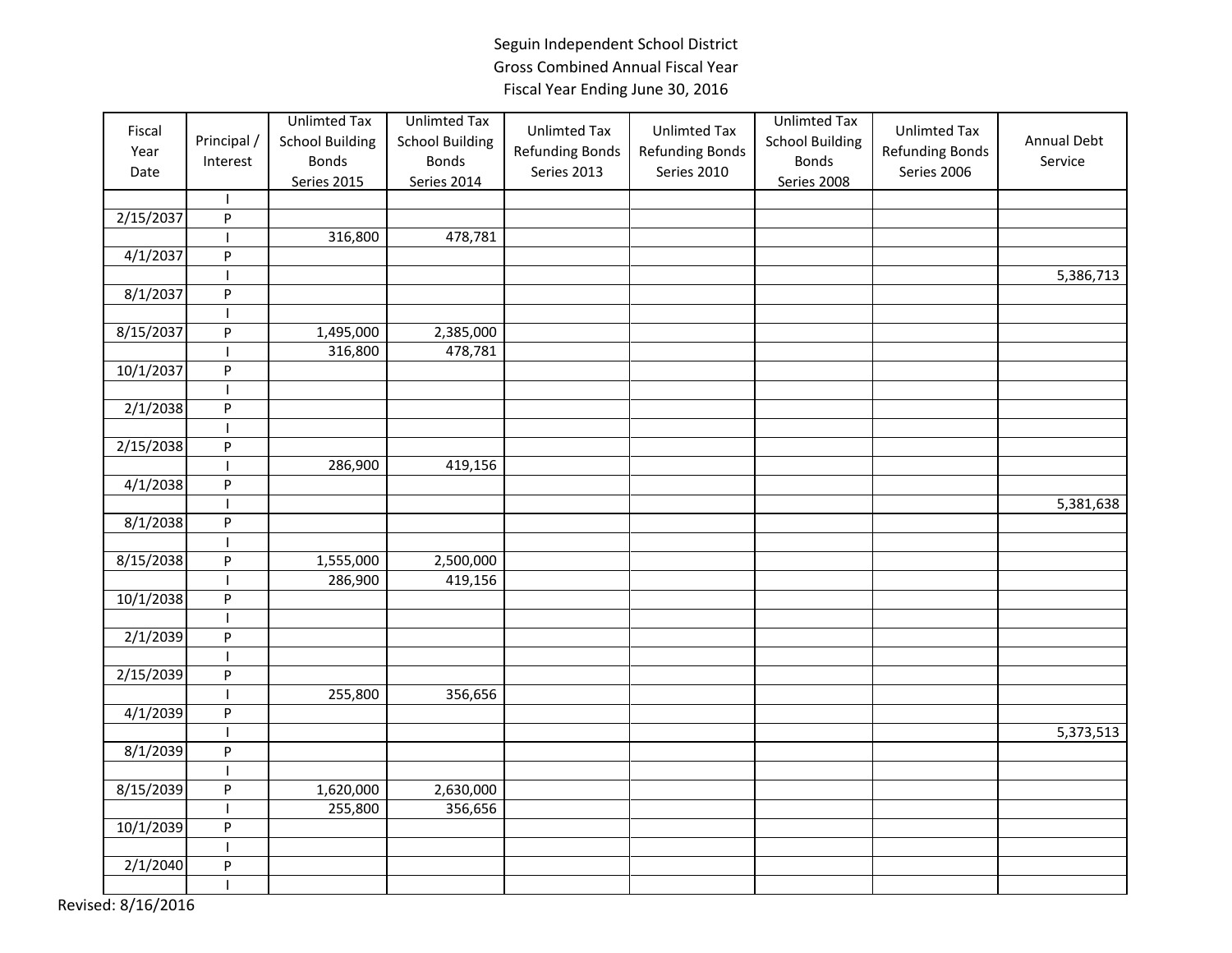Seguin Independent School District
Gross Combined Annual Fiscal Year
Fiscal Year Ending June 30, 2016

| Fiscal Year Date | Principal / Interest | Unlimted Tax School Building Bonds Series 2015 | Unlimted Tax School Building Bonds Series 2014 | Unlimted Tax Refunding Bonds Series 2013 | Unlimted Tax Refunding Bonds Series 2010 | Unlimted Tax School Building Bonds Series 2008 | Unlimted Tax Refunding Bonds Series 2006 | Annual Debt Service |
|---|---|---|---|---|---|---|---|---|
| | I | | | | | | | |
| 2/15/2037 | P | | | | | | | |
| | I | 316,800 | 478,781 | | | | | |
| 4/1/2037 | P | | | | | | | |
| | I | | | | | | | 5,386,713 |
| 8/1/2037 | P | | | | | | | |
| | I | | | | | | | |
| 8/15/2037 | P | 1,495,000 | 2,385,000 | | | | | |
| | I | 316,800 | 478,781 | | | | | |
| 10/1/2037 | P | | | | | | | |
| | I | | | | | | | |
| 2/1/2038 | P | | | | | | | |
| | I | | | | | | | |
| 2/15/2038 | P | | | | | | | |
| | I | 286,900 | 419,156 | | | | | |
| 4/1/2038 | P | | | | | | | |
| | I | | | | | | | 5,381,638 |
| 8/1/2038 | P | | | | | | | |
| | I | | | | | | | |
| 8/15/2038 | P | 1,555,000 | 2,500,000 | | | | | |
| | I | 286,900 | 419,156 | | | | | |
| 10/1/2038 | P | | | | | | | |
| | I | | | | | | | |
| 2/1/2039 | P | | | | | | | |
| | I | | | | | | | |
| 2/15/2039 | P | | | | | | | |
| | I | 255,800 | 356,656 | | | | | |
| 4/1/2039 | P | | | | | | | |
| | I | | | | | | | 5,373,513 |
| 8/1/2039 | P | | | | | | | |
| | I | | | | | | | |
| 8/15/2039 | P | 1,620,000 | 2,630,000 | | | | | |
| | I | 255,800 | 356,656 | | | | | |
| 10/1/2039 | P | | | | | | | |
| | I | | | | | | | |
| 2/1/2040 | P | | | | | | | |
| | I | | | | | | | |

Revised: 8/16/2016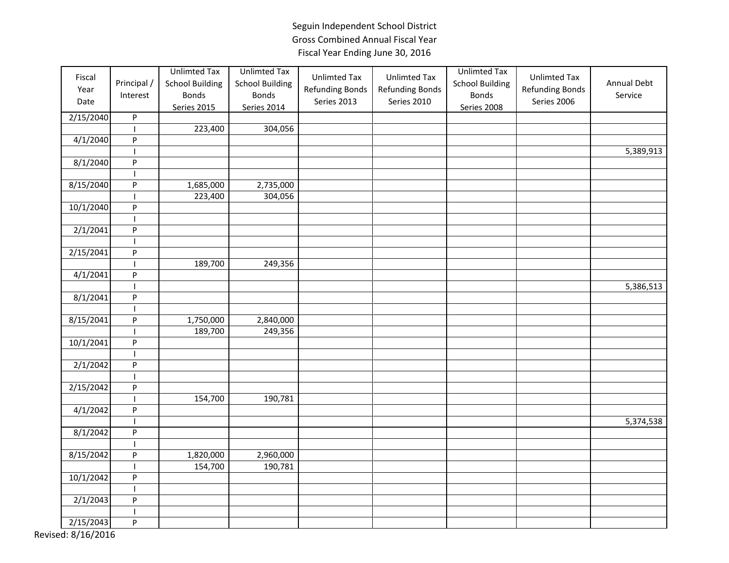Seguin Independent School District
Gross Combined Annual Fiscal Year
Fiscal Year Ending June 30, 2016

| Fiscal Year Date | Principal / Interest | Unlimted Tax School Building Bonds Series 2015 | Unlimted Tax School Building Bonds Series 2014 | Unlimted Tax Refunding Bonds Series 2013 | Unlimted Tax Refunding Bonds Series 2010 | Unlimted Tax School Building Bonds Series 2008 | Unlimted Tax Refunding Bonds Series 2006 | Annual Debt Service |
|---|---|---|---|---|---|---|---|---|
| 2/15/2040 | P | | | | | | | |
| | I | 223,400 | 304,056 | | | | | |
| 4/1/2040 | P | | | | | | | |
| | I | | | | | | | 5,389,913 |
| 8/1/2040 | P | | | | | | | |
| | I | | | | | | | |
| 8/15/2040 | P | 1,685,000 | 2,735,000 | | | | | |
| | I | 223,400 | 304,056 | | | | | |
| 10/1/2040 | P | | | | | | | |
| | I | | | | | | | |
| 2/1/2041 | P | | | | | | | |
| | I | | | | | | | |
| 2/15/2041 | P | | | | | | | |
| | I | 189,700 | 249,356 | | | | | |
| 4/1/2041 | P | | | | | | | |
| | I | | | | | | | 5,386,513 |
| 8/1/2041 | P | | | | | | | |
| | I | | | | | | | |
| 8/15/2041 | P | 1,750,000 | 2,840,000 | | | | | |
| | I | 189,700 | 249,356 | | | | | |
| 10/1/2041 | P | | | | | | | |
| | I | | | | | | | |
| 2/1/2042 | P | | | | | | | |
| | I | | | | | | | |
| 2/15/2042 | P | | | | | | | |
| | I | 154,700 | 190,781 | | | | | |
| 4/1/2042 | P | | | | | | | |
| | I | | | | | | | 5,374,538 |
| 8/1/2042 | P | | | | | | | |
| | I | | | | | | | |
| 8/15/2042 | P | 1,820,000 | 2,960,000 | | | | | |
| | I | 154,700 | 190,781 | | | | | |
| 10/1/2042 | P | | | | | | | |
| | I | | | | | | | |
| 2/1/2043 | P | | | | | | | |
| | I | | | | | | | |
| 2/15/2043 | P | | | | | | | |

Revised: 8/16/2016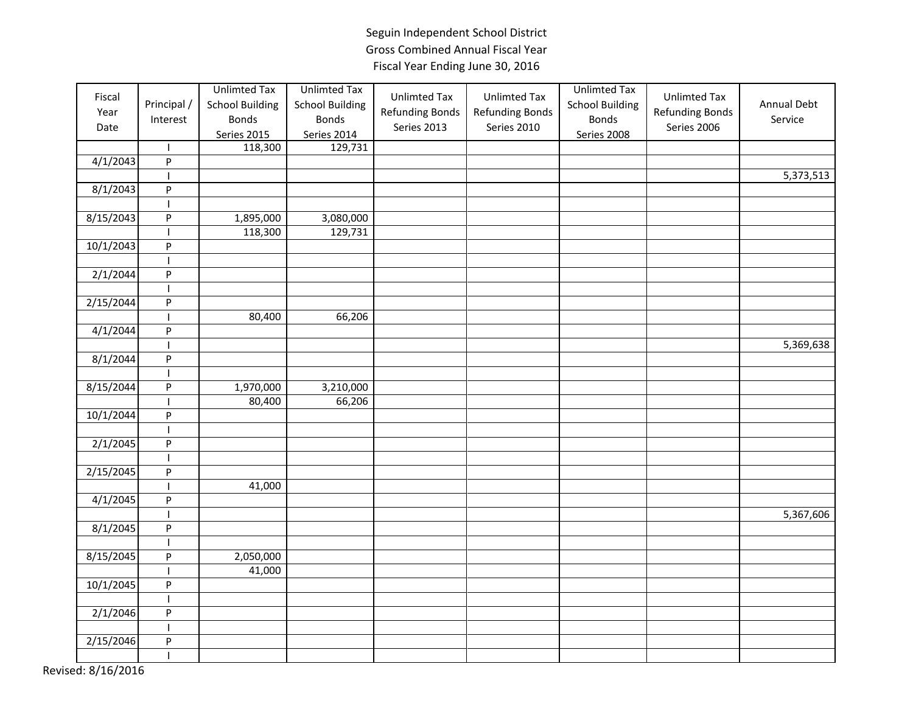Seguin Independent School District
Gross Combined Annual Fiscal Year
Fiscal Year Ending June 30, 2016

| Fiscal Year Date | Principal / Interest | Unlimted Tax School Building Bonds Series 2015 | Unlimted Tax School Building Bonds Series 2014 | Unlimted Tax Refunding Bonds Series 2013 | Unlimted Tax Refunding Bonds Series 2010 | Unlimted Tax School Building Bonds Series 2008 | Unlimted Tax Refunding Bonds Series 2006 | Annual Debt Service |
|---|---|---|---|---|---|---|---|---|
| | I | 118,300 | 129,731 | | | | | |
| 4/1/2043 | P | | | | | | | |
| | I | | | | | | | 5,373,513 |
| 8/1/2043 | P | | | | | | | |
| | I | | | | | | | |
| 8/15/2043 | P | 1,895,000 | 3,080,000 | | | | | |
| | I | 118,300 | 129,731 | | | | | |
| 10/1/2043 | P | | | | | | | |
| | I | | | | | | | |
| 2/1/2044 | P | | | | | | | |
| | I | | | | | | | |
| 2/15/2044 | P | | | | | | | |
| | I | 80,400 | 66,206 | | | | | |
| 4/1/2044 | P | | | | | | | |
| | I | | | | | | | 5,369,638 |
| 8/1/2044 | P | | | | | | | |
| | I | | | | | | | |
| 8/15/2044 | P | 1,970,000 | 3,210,000 | | | | | |
| | I | 80,400 | 66,206 | | | | | |
| 10/1/2044 | P | | | | | | | |
| | I | | | | | | | |
| 2/1/2045 | P | | | | | | | |
| | I | | | | | | | |
| 2/15/2045 | P | | | | | | | |
| | I | 41,000 | | | | | | |
| 4/1/2045 | P | | | | | | | |
| | I | | | | | | | 5,367,606 |
| 8/1/2045 | P | | | | | | | |
| | I | | | | | | | |
| 8/15/2045 | P | 2,050,000 | | | | | | |
| | I | 41,000 | | | | | | |
| 10/1/2045 | P | | | | | | | |
| | I | | | | | | | |
| 2/1/2046 | P | | | | | | | |
| | I | | | | | | | |
| 2/15/2046 | P | | | | | | | |
| | I | | | | | | | |

Revised: 8/16/2016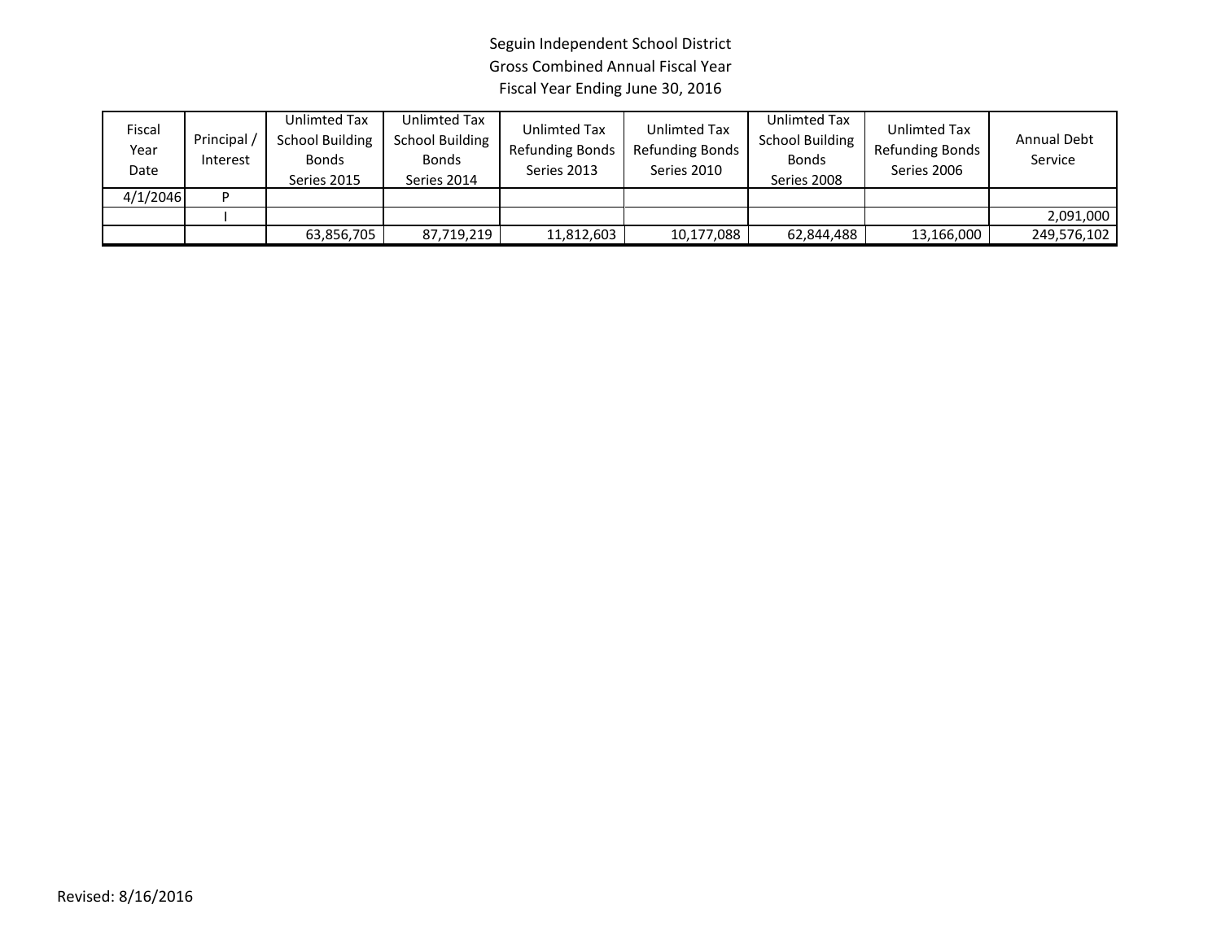Seguin Independent School District
Gross Combined Annual Fiscal Year
Fiscal Year Ending June 30, 2016

| Fiscal Year Date | Principal / Interest | Unlimted Tax School Building Bonds Series 2015 | Unlimted Tax School Building Bonds Series 2014 | Unlimted Tax Refunding Bonds Series 2013 | Unlimted Tax Refunding Bonds Series 2010 | Unlimted Tax School Building Bonds Series 2008 | Unlimted Tax Refunding Bonds Series 2006 | Annual Debt Service |
|---|---|---|---|---|---|---|---|---|
| 4/1/2046 | P | | | | | | | |
| | I | | | | | | | 2,091,000 |
| | | 63,856,705 | 87,719,219 | 11,812,603 | 10,177,088 | 62,844,488 | 13,166,000 | 249,576,102 |

Revised: 8/16/2016